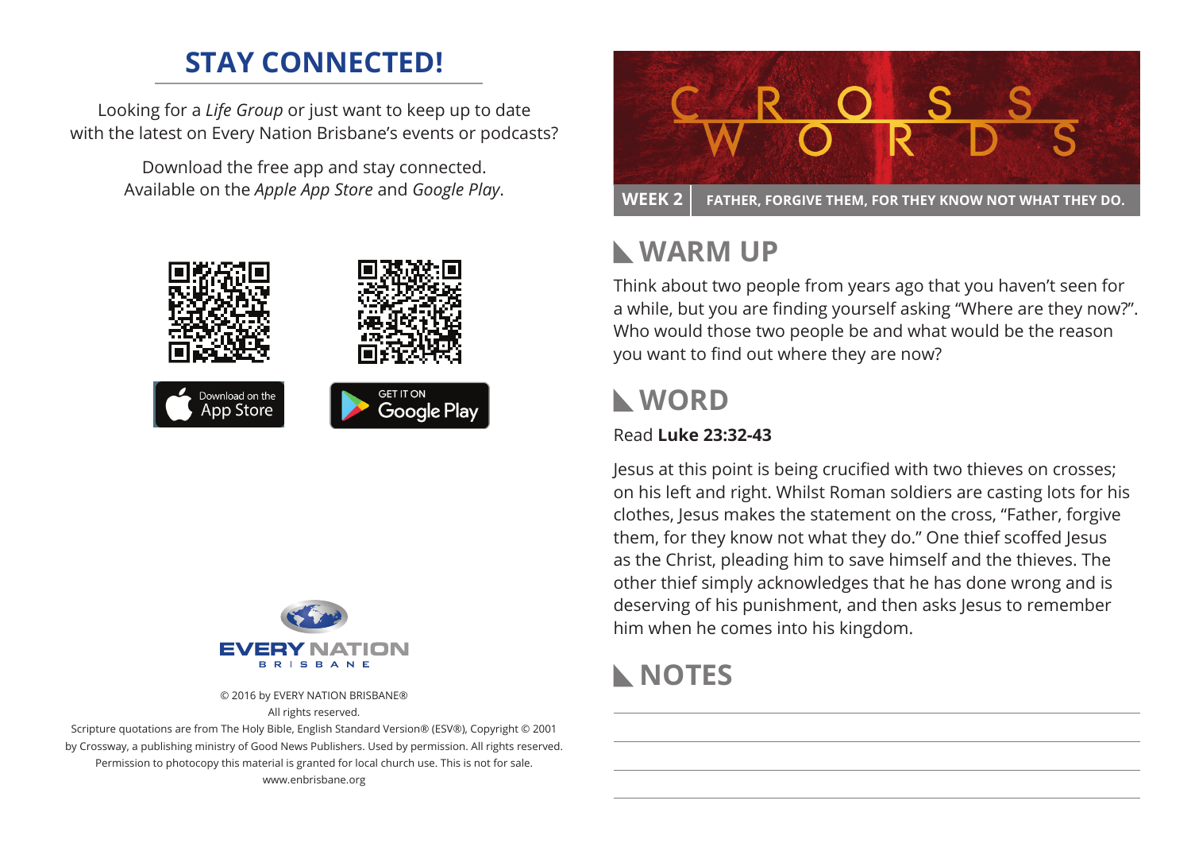## STAY CONNECTED!

Looking for a *Life Group* or just want to keep up to date with the latest on Every Nation Brisbane's events or podcasts?

Download the free app and stay connected.
Available on the *Apple App Store* and *Google Play*.

Download on the App Store

GET IT ON Google Play

EVERY NATION BRISBANE

© 2016 by EVERY NATION BRISBANE®
All rights reserved.
Scripture quotations are from The Holy Bible, English Standard Version® (ESV®), Copyright © 2001 by Crossway, a publishing ministry of Good News Publishers. Used by permission. All rights reserved. Permission to photocopy this material is granted for local church use. This is not for sale.
www.enbrisbane.org

# CROSS WORDS

**WEEK 2** | **FATHER, FORGIVE THEM, FOR THEY KNOW NOT WHAT THEY DO.**

## WARM UP

Think about two people from years ago that you haven't seen for a while, but you are finding yourself asking "Where are they now?". Who would those two people be and what would be the reason you want to find out where they are now?

## WORD

Read **Luke 23:32-43**

Jesus at this point is being crucified with two thieves on crosses; on his left and right. Whilst Roman soldiers are casting lots for his clothes, Jesus makes the statement on the cross, "Father, forgive them, for they know not what they do." One thief scoffed Jesus as the Christ, pleading him to save himself and the thieves. The other thief simply acknowledges that he has done wrong and is deserving of his punishment, and then asks Jesus to remember him when he comes into his kingdom.

## NOTES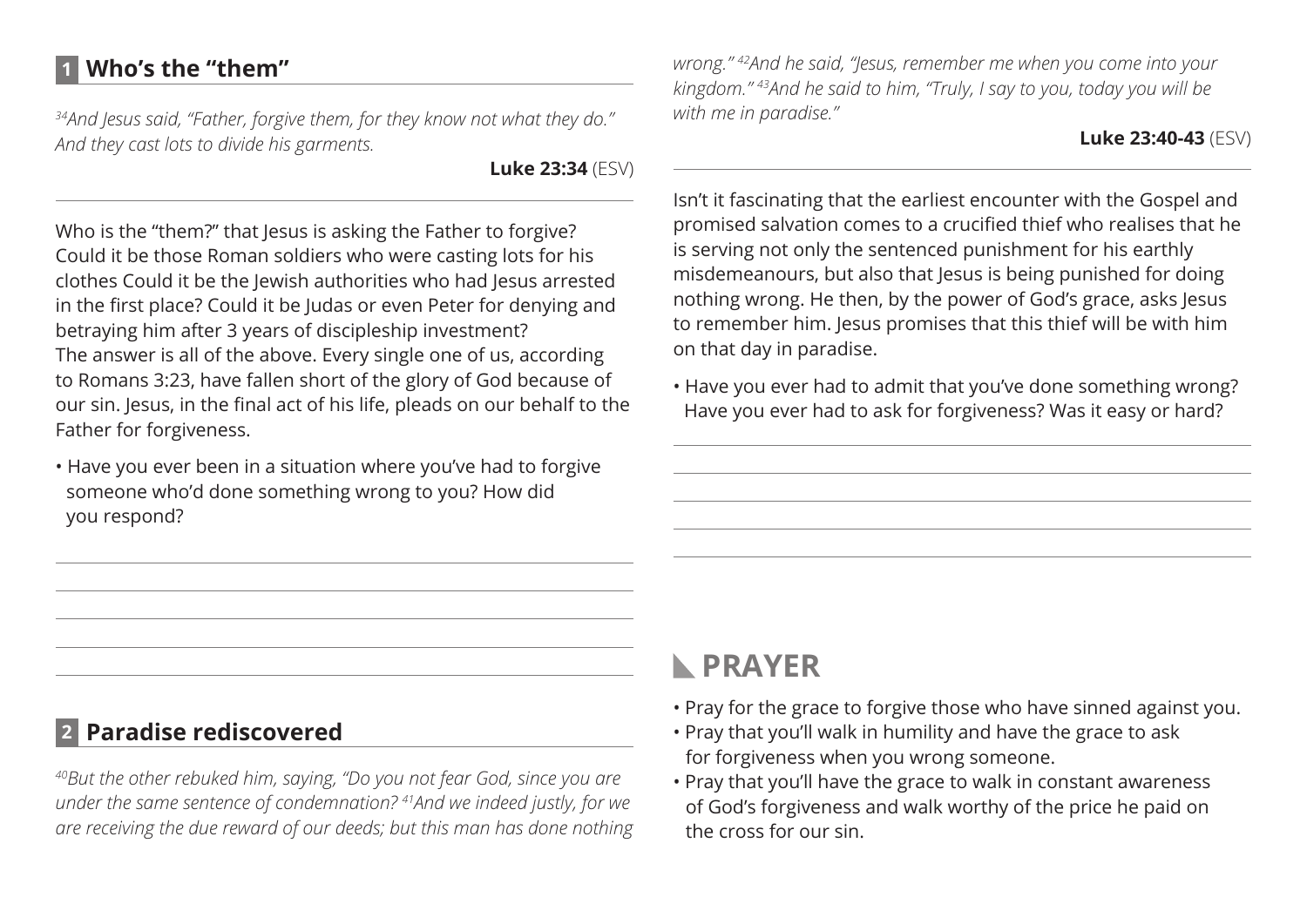## 1 Who's the "them"

*[34]And Jesus said, "Father, forgive them, for they know not what they do." And they cast lots to divide his garments.*

**Luke 23:34** (ESV)

Who is the "them?" that Jesus is asking the Father to forgive? Could it be those Roman soldiers who were casting lots for his clothes Could it be the Jewish authorities who had Jesus arrested in the first place? Could it be Judas or even Peter for denying and betraying him after 3 years of discipleship investment? The answer is all of the above. Every single one of us, according to Romans 3:23, have fallen short of the glory of God because of our sin. Jesus, in the final act of his life, pleads on our behalf to the Father for forgiveness.

- Have you ever been in a situation where you've had to forgive someone who'd done something wrong to you? How did you respond?

## 2 Paradise rediscovered

*[40]But the other rebuked him, saying, "Do you not fear God, since you are under the same sentence of condemnation? [41]And we indeed justly, for we are receiving the due reward of our deeds; but this man has done nothing wrong." [42]And he said, "Jesus, remember me when you come into your kingdom." [43]And he said to him, "Truly, I say to you, today you will be with me in paradise."*

**Luke 23:40-43** (ESV)

Isn't it fascinating that the earliest encounter with the Gospel and promised salvation comes to a crucified thief who realises that he is serving not only the sentenced punishment for his earthly misdemeanours, but also that Jesus is being punished for doing nothing wrong. He then, by the power of God's grace, asks Jesus to remember him. Jesus promises that this thief will be with him on that day in paradise.

- Have you ever had to admit that you've done something wrong? Have you ever had to ask for forgiveness? Was it easy or hard?

## PRAYER

- Pray for the grace to forgive those who have sinned against you.
- Pray that you'll walk in humility and have the grace to ask for forgiveness when you wrong someone.
- Pray that you'll have the grace to walk in constant awareness of God's forgiveness and walk worthy of the price he paid on the cross for our sin.